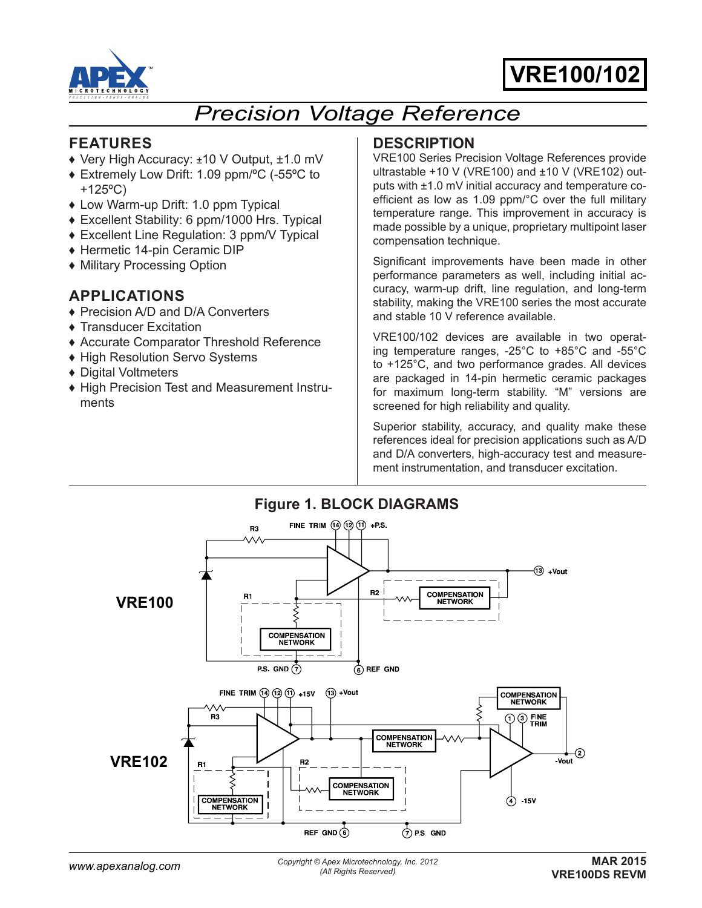# VRE100/102

## Precision Voltage Reference

## FEATURES

- Very High Accuracy: ±10 V Output, ±1.0 mV
- Extremely Low Drift: 1.09 ppm/ºC (-55ºC to +125ºC)
- Low Warm-up Drift: 1.0 ppm Typical
- Excellent Stability: 6 ppm/1000 Hrs. Typical
- Excellent Line Regulation: 3 ppm/V Typical
- Hermetic 14-pin Ceramic DIP
- Military Processing Option

## APPLICATIONS

- Precision A/D and D/A Converters
- Transducer Excitation
- Accurate Comparator Threshold Reference
- High Resolution Servo Systems
- Digital Voltmeters
- High Precision Test and Measurement Instruments

## DESCRIPTION

VRE100 Series Precision Voltage References provide ultrastable +10 V (VRE100) and ±10 V (VRE102) outputs with ±1.0 mV initial accuracy and temperature coefficient as low as 1.09 ppm/°C over the full military temperature range. This improvement in accuracy is made possible by a unique, proprietary multipoint laser compensation technique.

Significant improvements have been made in other performance parameters as well, including initial accuracy, warm-up drift, line regulation, and long-term stability, making the VRE100 series the most accurate and stable 10 V reference available.

VRE100/102 devices are available in two operating temperature ranges, -25°C to +85°C and -55°C to +125°C, and two performance grades. All devices are packaged in 14-pin hermetic ceramic packages for maximum long-term stability. "M" versions are screened for high reliability and quality.

Superior stability, accuracy, and quality make these references ideal for precision applications such as A/D and D/A converters, high-accuracy test and measurement instrumentation, and transducer excitation.

**Figure 1. BLOCK DIAGRAMS**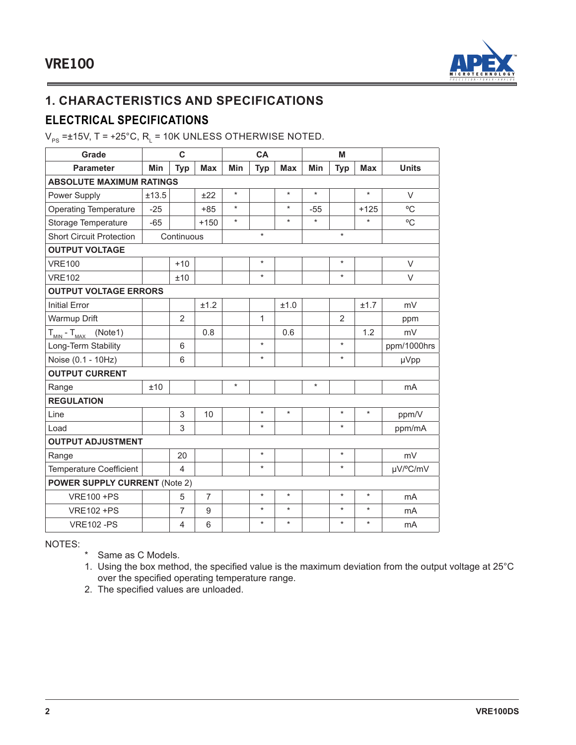## 1. CHARACTERISTICS AND SPECIFICATIONS

### ELECTRICAL SPECIFICATIONS

$V_{PS}$ =±15V, T = +25°C, $R_L$ = 10K UNLESS OTHERWISE NOTED.

| Grade | C | | | CA | | | M | | | |
|---|---|---|---|---|---|---|---|---|---|---|
| Parameter | Min | Typ | Max | Min | Typ | Max | Min | Typ | Max | Units |
| **ABSOLUTE MAXIMUM RATINGS** | | | | | | | | | | |
| Power Supply | ±13.5 | | ±22 | * | | * | * | | * | V |
| Operating Temperature | -25 | | +85 | * | | * | -55 | | +125 | ºC |
| Storage Temperature | -65 | | +150 | * | | * | * | | * | ºC |
| Short Circuit Protection | | Continuous | | | * | | | * | | |
| **OUTPUT VOLTAGE** | | | | | | | | | | |
| VRE100 | | +10 | | | * | | | * | | V |
| VRE102 | | ±10 | | | * | | | * | | V |
| **OUTPUT VOLTAGE ERRORS** | | | | | | | | | | |
| Initial Error | | | ±1.2 | | | ±1.0 | | | ±1.7 | mV |
| Warmup Drift | | 2 | | | 1 | | | 2 | | ppm |
| $T_{MIN}$ - $T_{MAX}$ (Note1) | | | 0.8 | | | 0.6 | | | 1.2 | mV |
| Long-Term Stability | | 6 | | | * | | | * | | ppm/1000hrs |
| Noise (0.1 - 10Hz) | | 6 | | | * | | | * | | µVpp |
| **OUTPUT CURRENT** | | | | | | | | | | |
| Range | ±10 | | | * | | | * | | | mA |
| **REGULATION** | | | | | | | | | | |
| Line | | 3 | 10 | | * | * | | * | * | ppm/V |
| Load | | 3 | | | * | | | * | | ppm/mA |
| **OUTPUT ADJUSTMENT** | | | | | | | | | | |
| Range | | 20 | | | * | | | * | | mV |
| Temperature Coefficient | | 4 | | | * | | | * | | µV/ºC/mV |
| **POWER SUPPLY CURRENT** (Note 2) | | | | | | | | | | |
| VRE100 +PS | | 5 | 7 | | * | * | | * | * | mA |
| VRE102 +PS | | 7 | 9 | | * | * | | * | * | mA |
| VRE102 -PS | | 4 | 6 | | * | * | | * | * | mA |

NOTES:

- \* Same as C Models.
1. Using the box method, the specified value is the maximum deviation from the output voltage at 25°C over the specified operating temperature range.
2. The specified values are unloaded.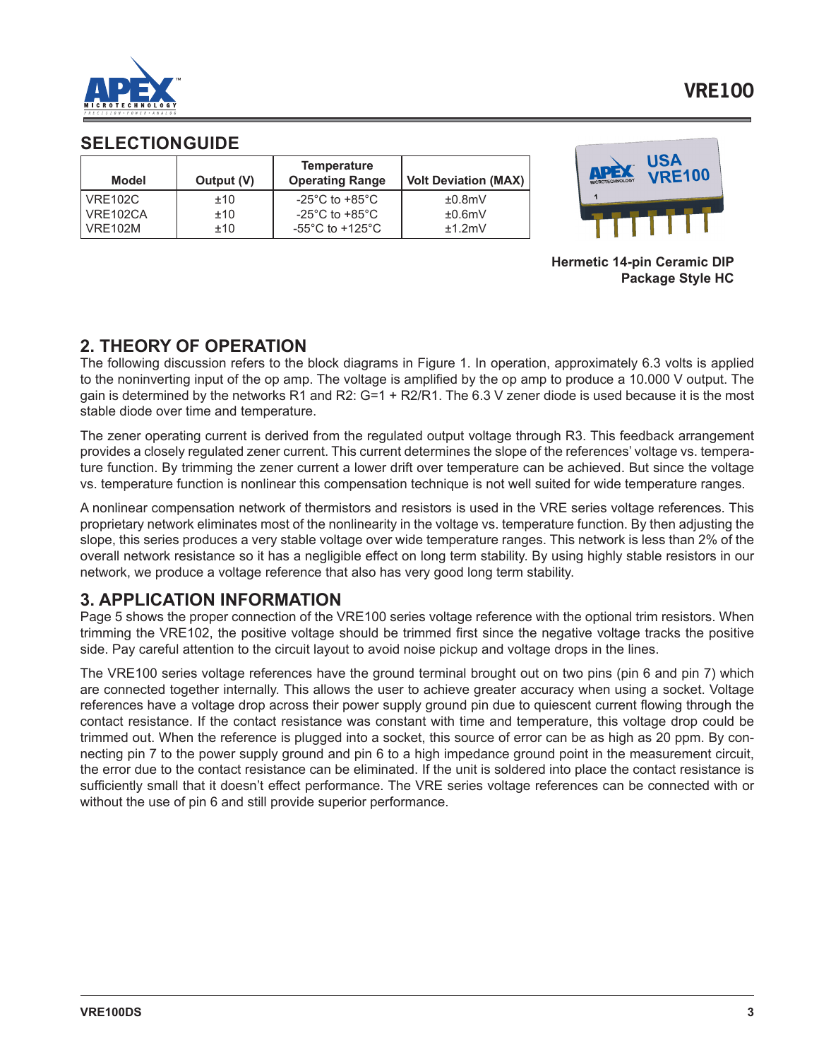## SELECTIONGUIDE

| Model | Output (V) | Temperature Operating Range | Volt Deviation (MAX) |
|---|---|---|---|
| VRE102C | ±10 | -25°C to +85°C | ±0.8mV |
| VRE102CA | ±10 | -25°C to +85°C | ±0.6mV |
| VRE102M | ±10 | -55°C to +125°C | ±1.2mV |

**Hermetic 14-pin Ceramic DIP**
**Package Style HC**

## 2. THEORY OF OPERATION

The following discussion refers to the block diagrams in Figure 1. In operation, approximately 6.3 volts is applied to the noninverting input of the op amp. The voltage is amplified by the op amp to produce a 10.000 V output. The gain is determined by the networks R1 and R2: G=1 + R2/R1. The 6.3 V zener diode is used because it is the most stable diode over time and temperature.

The zener operating current is derived from the regulated output voltage through R3. This feedback arrangement provides a closely regulated zener current. This current determines the slope of the references' voltage vs. temperature function. By trimming the zener current a lower drift over temperature can be achieved. But since the voltage vs. temperature function is nonlinear this compensation technique is not well suited for wide temperature ranges.

A nonlinear compensation network of thermistors and resistors is used in the VRE series voltage references. This proprietary network eliminates most of the nonlinearity in the voltage vs. temperature function. By then adjusting the slope, this series produces a very stable voltage over wide temperature ranges. This network is less than 2% of the overall network resistance so it has a negligible effect on long term stability. By using highly stable resistors in our network, we produce a voltage reference that also has very good long term stability.

## 3. APPLICATION INFORMATION

Page 5 shows the proper connection of the VRE100 series voltage reference with the optional trim resistors. When trimming the VRE102, the positive voltage should be trimmed first since the negative voltage tracks the positive side. Pay careful attention to the circuit layout to avoid noise pickup and voltage drops in the lines.

The VRE100 series voltage references have the ground terminal brought out on two pins (pin 6 and pin 7) which are connected together internally. This allows the user to achieve greater accuracy when using a socket. Voltage references have a voltage drop across their power supply ground pin due to quiescent current flowing through the contact resistance. If the contact resistance was constant with time and temperature, this voltage drop could be trimmed out. When the reference is plugged into a socket, this source of error can be as high as 20 ppm. By connecting pin 7 to the power supply ground and pin 6 to a high impedance ground point in the measurement circuit, the error due to the contact resistance can be eliminated. If the unit is soldered into place the contact resistance is sufficiently small that it doesn't effect performance. The VRE series voltage references can be connected with or without the use of pin 6 and still provide superior performance.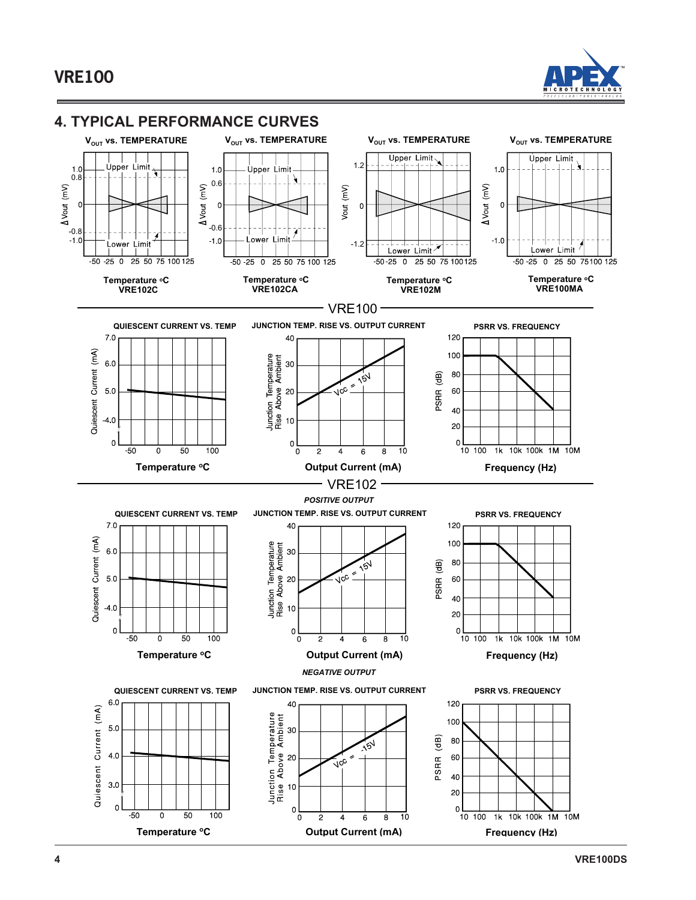## 4. TYPICAL PERFORMANCE CURVES

**$V_{OUT}$ vs. TEMPERATURE**

Upper Limit, Lower Limit

Δ Vout (mV): 1.0, 0.8, 0, -0.8, -1.0

Temperature °C: -50, -25, 0, 25, 50, 75, 100, 125

**VRE102C**

**$V_{OUT}$ vs. TEMPERATURE**

Upper Limit, Lower Limit

Δ Vout (mV): 1.0, 0.6, 0, -0.6, -1.0

Temperature °C: -50, -25, 0, 25, 50, 75, 100, 125

**VRE102CA**

**$V_{OUT}$ vs. TEMPERATURE**

Upper Limit, Lower Limit

Vout (mV): 1.2, 0, -1.2

Temperature °C: -50, -25, 0, 25, 50, 75, 100, 125

**VRE102M**

**$V_{OUT}$ vs. TEMPERATURE**

Upper Limit, Lower Limit

Δ Vout (mV): 1.0, 0, -1.0

Temperature °C: -50, -25, 0, 25, 50, 75, 100, 125

**VRE100MA**

### VRE100

**QUIESCENT CURRENT VS. TEMP**

Quiescent Current (mA): 0, 4.0, 5.0, 6.0, 7.0

Temperature °C: -50, 0, 50, 100

**JUNCTION TEMP. RISE VS. OUTPUT CURRENT**

Junction Temperature Rise Above Ambient: 0, 10, 20, 30, 40

Vcc = 15V

Output Current (mA): 0, 2, 4, 6, 8, 10

**PSRR VS. FREQUENCY**

PSRR (dB): 0, 20, 40, 60, 80, 100, 120

Frequency (Hz): 10, 100, 1k, 10k, 100k, 1M, 10M

### VRE102

*POSITIVE OUTPUT*

**QUIESCENT CURRENT VS. TEMP**

Quiescent Current (mA): 0, 4.0, 5.0, 6.0, 7.0

Temperature °C: -50, 0, 50, 100

**JUNCTION TEMP. RISE VS. OUTPUT CURRENT**

Junction Temperature Rise Above Ambient: 0, 10, 20, 30, 40

Vcc = 15V

Output Current (mA): 0, 2, 4, 6, 8, 10

**PSRR VS. FREQUENCY**

PSRR (dB): 0, 20, 40, 60, 80, 100, 120

Frequency (Hz): 10, 100, 1k, 10k, 100k, 1M, 10M

*NEGATIVE OUTPUT*

**QUIESCENT CURRENT VS. TEMP**

Quiescent Current (mA): 0, 3.0, 4.0, 5.0, 6.0

Temperature °C: -50, 0, 50, 100

**JUNCTION TEMP. RISE VS. OUTPUT CURRENT**

Junction Temperature Rise Above Ambient: 0, 10, 20, 30, 40

Vcc = -15V

Output Current (mA): 0, 2, 4, 6, 8, 10

**PSRR VS. FREQUENCY**

PSRR (dB): 0, 20, 40, 60, 80, 100, 120

Frequency (Hz): 10, 100, 1k, 10k, 100k, 1M, 10M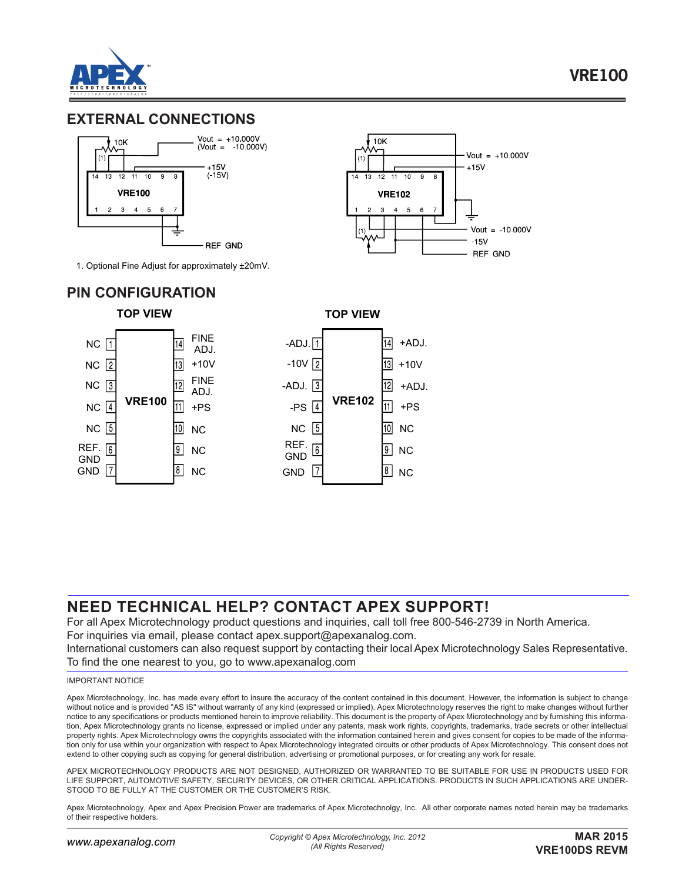## EXTERNAL CONNECTIONS

10K
(1)
Vout = +10.000V
(Vout = -10.000V)
+15V
(-15V)
14 13 12 11 10 9 8
VRE100
1 2 3 4 5 6 7
REF GND

10K
(1)
Vout = +10.000V
+15V
14 13 12 11 10 9 8
VRE102
1 2 3 4 5 6 7
(1)
Vout = -10.000V
-15V
REF GND

1. Optional Fine Adjust for approximately ±20mV.

## PIN CONFIGURATION

TOP VIEW

VRE100

| Pin | Function | Pin | Function |
|---|---|---|---|
| 1 | NC | 14 | FINE ADJ. |
| 2 | NC | 13 | +10V |
| 3 | NC | 12 | FINE ADJ. |
| 4 | NC | 11 | +PS |
| 5 | NC | 10 | NC |
| 6 | REF. GND | 9 | NC |
| 7 | GND | 8 | NC |

TOP VIEW

VRE102

| Pin | Function | Pin | Function |
|---|---|---|---|
| 1 | -ADJ. | 14 | +ADJ. |
| 2 | -10V | 13 | +10V |
| 3 | -ADJ. | 12 | +ADJ. |
| 4 | -PS | 11 | +PS |
| 5 | NC | 10 | NC |
| 6 | REF. GND | 9 | NC |
| 7 | GND | 8 | NC |

## NEED TECHNICAL HELP? CONTACT APEX SUPPORT!

For all Apex Microtechnology product questions and inquiries, call toll free 800-546-2739 in North America.
For inquiries via email, please contact apex.support@apexanalog.com.
International customers can also request support by contacting their local Apex Microtechnology Sales Representative.
To find the one nearest to you, go to www.apexanalog.com

IMPORTANT NOTICE

Apex Microtechnology, Inc. has made every effort to insure the accuracy of the content contained in this document. However, the information is subject to change without notice and is provided "AS IS" without warranty of any kind (expressed or implied). Apex Microtechnology reserves the right to make changes without further notice to any specifications or products mentioned herein to improve reliability. This document is the property of Apex Microtechnology and by furnishing this information, Apex Microtechnology grants no license, expressed or implied under any patents, mask work rights, copyrights, trademarks, trade secrets or other intellectual property rights. Apex Microtechnology owns the copyrights associated with the information contained herein and gives consent for copies to be made of the information only for use within your organization with respect to Apex Microtechnology integrated circuits or other products of Apex Microtechnology. This consent does not extend to other copying such as copying for general distribution, advertising or promotional purposes, or for creating any work for resale.

APEX MICROTECHNOLOGY PRODUCTS ARE NOT DESIGNED, AUTHORIZED OR WARRANTED TO BE SUITABLE FOR USE IN PRODUCTS USED FOR LIFE SUPPORT, AUTOMOTIVE SAFETY, SECURITY DEVICES, OR OTHER CRITICAL APPLICATIONS. PRODUCTS IN SUCH APPLICATIONS ARE UNDERSTOOD TO BE FULLY AT THE CUSTOMER OR THE CUSTOMER'S RISK.

Apex Microtechnology, Apex and Apex Precision Power are trademarks of Apex Microtechnolgy, Inc. All other corporate names noted herein may be trademarks of their respective holders.

*www.apexanalog.com*

*Copyright © Apex Microtechnology, Inc. 2012*
*(All Rights Reserved)*

**MAR 2015**
**VRE100DS REVM**